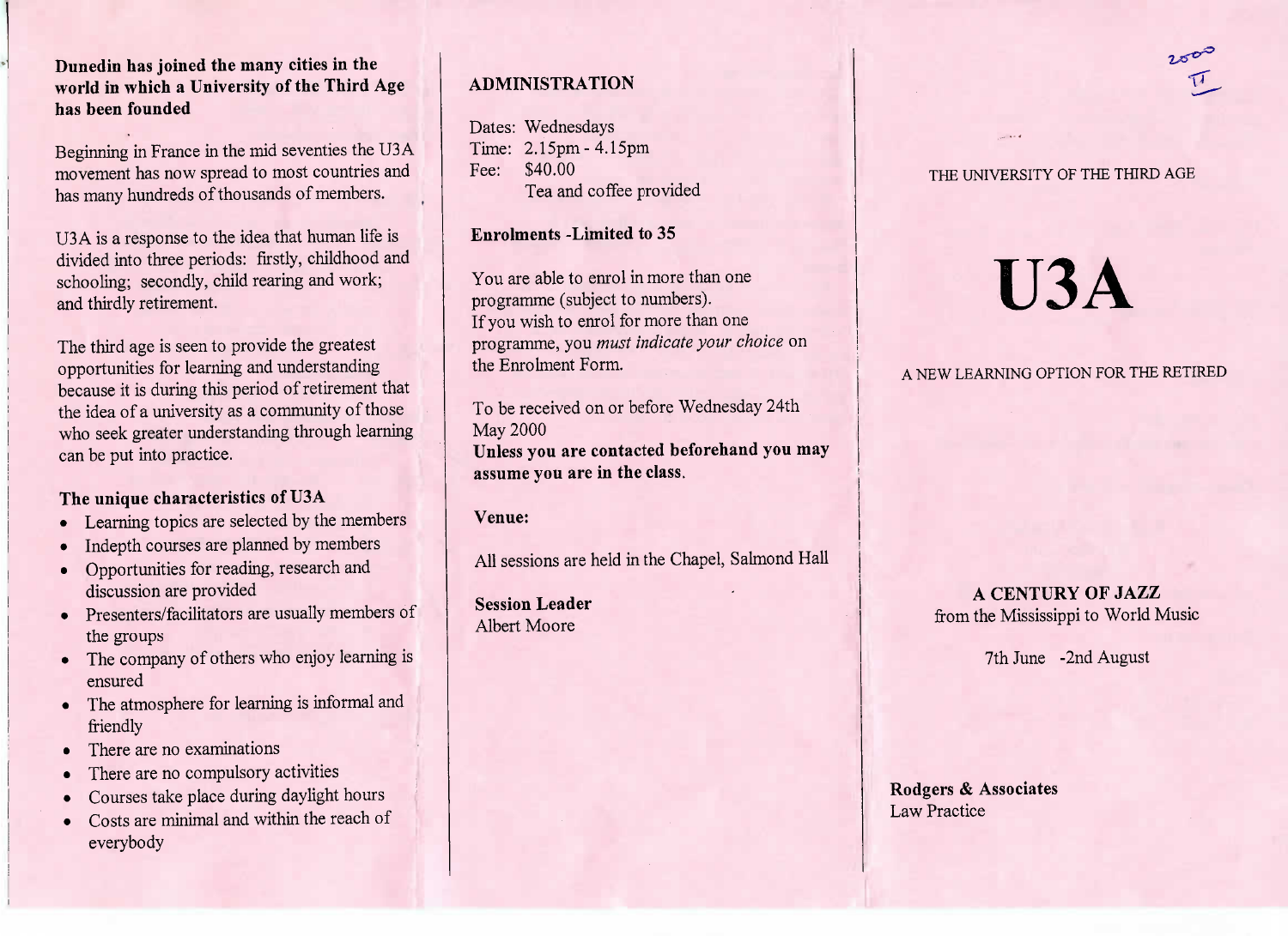**Dunedin has joined the many cities in the world in which a University of the Third Age has been founded**

Beginning in France in the mid seventies the U3A movement has now spread to most countries and has many hundreds of thousands of members.

U3A is a response to the idea that human life is divided into three periods: firstly, childhood and schooling; secondly, child rearing and work; and thirdly retirement.

The third age is seen to provide the greatest opportunities for learning and understanding because it is during this period of retirement that the idea of a university as a community of those who seek greater understanding through learning can be put into practice.

**The unique characteristics of U3A**

- Learning topics are selected by the members
- Indepth courses are planned by members
- Opportunities for reading, research and discussion are provided
- Presenters/facilitators are usually members of the groups
- The company of others who enjoy learning is ensured
- The atmosphere for learning is informal and friendly
- There are no examinations
- There are no compulsory activities
- Courses take place during daylight hours
- Costs are minimal and within the reach of everybody

## ADMINISTRATION

Dates: Wednesdays
Time: 2.15pm - 4.15pm
Fee: $40.00
Tea and coffee provided

**Enrolments -Limited to 35**

You are able to enrol in more than one programme (subject to numbers).
If you wish to enrol for more than one programme, you *must indicate your choice* on the Enrolment Form.

To be received on or before Wednesday 24th May 2000
**Unless you are contacted beforehand you may assume you are in the class.**

**Venue:**

All sessions are held in the Chapel, Salmond Hall

**Session Leader**
Albert Moore

2000
II

THE UNIVERSITY OF THE THIRD AGE

# U3A

A NEW LEARNING OPTION FOR THE RETIRED

**A CENTURY OF JAZZ**
from the Mississippi to World Music

7th June -2nd August

**Rodgers & Associates**
Law Practice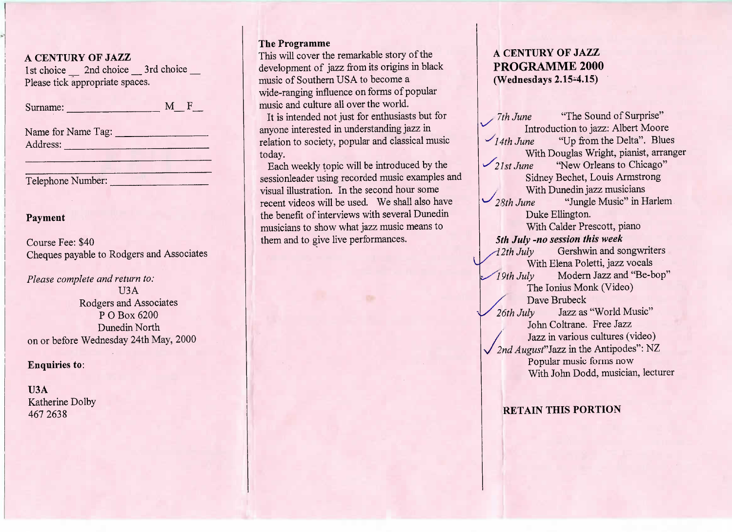## A CENTURY OF JAZZ

1st choice __ 2nd choice __ 3rd choice __

Please tick appropriate spaces.

Surname: ________________ M__ F__

Name for Name Tag: ________________

Address: ________________________

________________________________

________________________________

Telephone Number: ________________

### Payment

Course Fee: $40

Cheques payable to Rodgers and Associates

*Please complete and return to:*

U3A
Rodgers and Associates
P O Box 6200
Dunedin North

on or before Wednesday 24th May, 2000

**Enquiries to**:

**U3A**
Katherine Dolby
467 2638

### The Programme

This will cover the remarkable story of the development of jazz from its origins in black music of Southern USA to become a wide-ranging influence on forms of popular music and culture all over the world.

It is intended not just for enthusiasts but for anyone interested in understanding jazz in relation to society, popular and classical music today.

Each weekly topic will be introduced by the sessionleader using recorded music examples and visual illustration. In the second hour some recent videos will be used. We shall also have the benefit of interviews with several Dunedin musicians to show what jazz music means to them and to give live performances.

## A CENTURY OF JAZZ
## PROGRAMME 2000
**(Wednesdays 2.15-4.15)**

*7th June* "The Sound of Surprise"
Introduction to jazz: Albert Moore

*14th June* "Up from the Delta". Blues
With Douglas Wright, pianist, arranger

*21st June* "New Orleans to Chicago"
Sidney Bechet, Louis Armstrong
With Dunedin jazz musicians

*28th June* "Jungle Music" in Harlem
Duke Ellington.
With Calder Prescott, piano

***5th July -no session this week***

*12th July* Gershwin and songwriters
With Elena Poletti, jazz vocals

*19th July* Modern Jazz and "Be-bop"
The Ionius Monk (Video)
Dave Brubeck

*26th July* Jazz as "World Music"
John Coltrane. Free Jazz
Jazz in various cultures (video)

*2nd August* "Jazz in the Antipodes": NZ
Popular music forms now
With John Dodd, musician, lecturer

**RETAIN THIS PORTION**